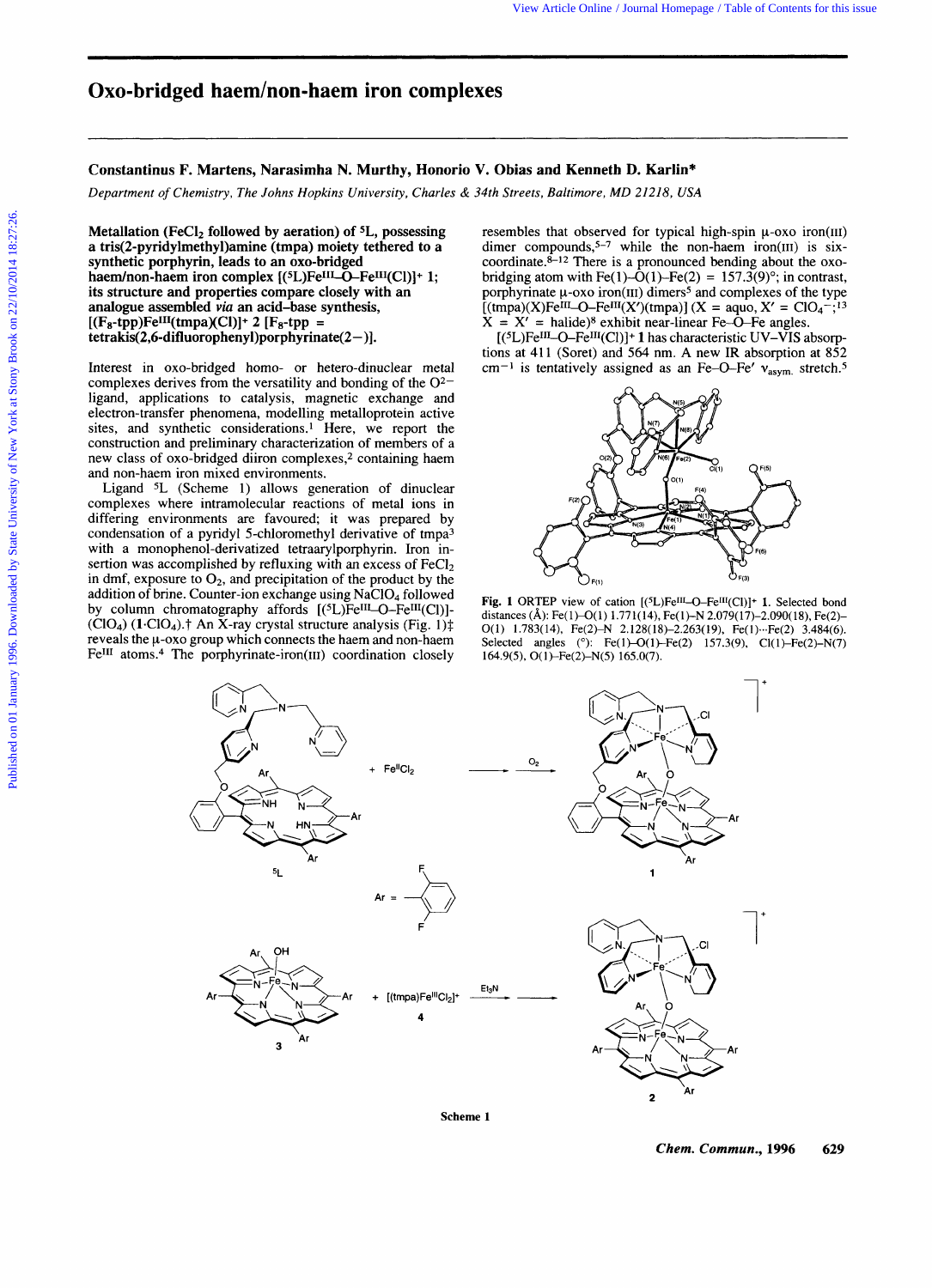# Oxo-bridged haem/non-haem iron complexes

**Constantinus F. Martens, Narasimha N. Murthy, Honorio V. Obias and Kenneth D. Karlin***

*Department of Chemistry, The Johns Hopkins University, Charles & 34th Streets, Baltimore, MD 21218, USA*

**Metallation ($FeCl_2$ followed by aeration) of $^5L$, possessing a tris(2-pyridylmethyl)amine (tmpa) moiety tethered to a synthetic porphyrin, leads to an oxo-bridged haem/non-haem iron complex [($^5L$)$Fe^{III}$–O–$Fe^{III}$(Cl)]$^+$ 1; its structure and properties compare closely with an analogue assembled *via* an acid–base synthesis, [($F_8$-tpp)$Fe^{III}$(tmpa)(Cl)]$^+$ 2 [$F_8$-tpp = tetrakis(2,6-difluorophenyl)porphyrinate(2−)].**

Interest in oxo-bridged homo- or hetero-dinuclear metal complexes derives from the versatility and bonding of the $O^{2-}$ ligand, applications to catalysis, magnetic exchange and electron-transfer phenomena, modelling metalloprotein active sites, and synthetic considerations.[1] Here, we report the construction and preliminary characterization of members of a new class of oxo-bridged diiron complexes,[2] containing haem and non-haem iron mixed environments.

Ligand $^5L$ (Scheme 1) allows generation of dinuclear complexes where intramolecular reactions of metal ions in differing environments are favoured; it was prepared by condensation of a pyridyl 5-chloromethyl derivative of tmpa[3] with a monophenol-derivatized tetraarylporphyrin. Iron insertion was accomplished by refluxing with an excess of $FeCl_2$ in dmf, exposure to $O_2$, and precipitation of the product by the addition of brine. Counter-ion exchange using $NaClO_4$ followed by column chromatography affords [($^5L$)$Fe^{III}$–O–$Fe^{III}$(Cl)]($ClO_4$) (**1**·$ClO_4$).† An X-ray crystal structure analysis (Fig. 1)‡ reveals the μ-oxo group which connects the haem and non-haem $Fe^{III}$ atoms.[4] The porphyrinate-iron(III) coordination closely resembles that observed for typical high-spin μ-oxo iron(III) dimer compounds,[5–7] while the non-haem iron(III) is six-coordinate.[8–12] There is a pronounced bending about the oxo-bridging atom with Fe(1)–O(1)–Fe(2) = 157.3(9)°; in contrast, porphyrinate μ-oxo iron(III) dimers[5] and complexes of the type [(tmpa)(X)$Fe^{III}$–O–$Fe^{III}$(X′)(tmpa)] (X = aquo, X′ = $ClO_4^-$;[13] X = X′ = halide)[8] exhibit near-linear Fe–O–Fe angles.

[($^5L$)$Fe^{III}$–O–$Fe^{III}$(Cl)]$^+$ **1** has characteristic UV–VIS absorptions at 411 (Soret) and 564 nm. A new IR absorption at 852 $cm^{-1}$ is tentatively assigned as an Fe–O–Fe′ $\nu_{asym.}$ stretch.[5]

**Fig. 1** ORTEP view of cation [($^5L$)$Fe^{III}$–O–$Fe^{III}$(Cl)]$^+$ **1**. Selected bond distances (Å): Fe(1)–O(1) 1.771(14), Fe(1)–N 2.079(17)–2.090(18), Fe(2)–O(1) 1.783(14), Fe(2)–N 2.128(18)–2.263(19), Fe(1)···Fe(2) 3.484(6). Selected angles (°): Fe(1)–O(1)–Fe(2) 157.3(9), Cl(1)–Fe(2)–N(7) 164.9(5), O(1)–Fe(2)–N(5) 165.0(7).

**Scheme 1**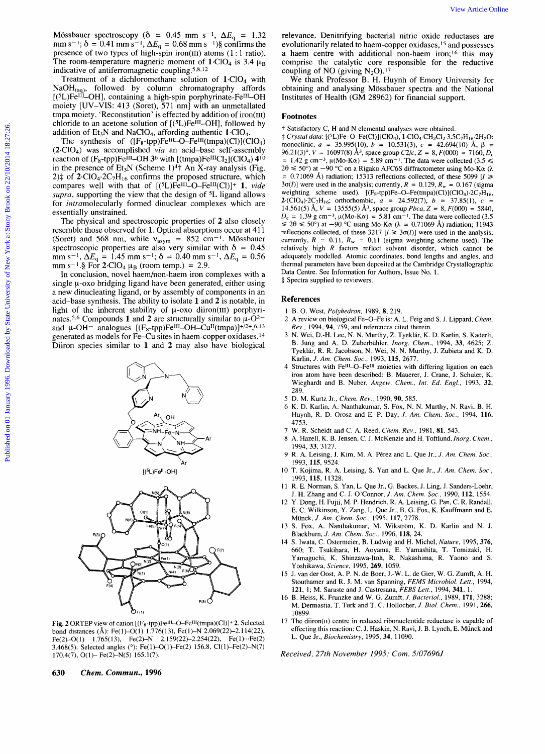Mössbauer spectroscopy (δ = 0.45 mm s$^{-1}$, $\Delta E_q$ = 1.32 mm s$^{-1}$; δ = 0.41 mm s$^{-1}$, $\Delta E_q$ = 0.68 mm s$^{-1}$)§ confirms the presence of two types of high-spin iron(III) atoms (1 : 1 ratio). The room-temperature magnetic moment of **1**·ClO$_4$ is 3.4 $\mu_B$ indicative of antiferromagnetic coupling.[5,8,12]

Treatment of a dichloromethane solution of **1**·ClO$_4$ with NaOH$_{(aq)}$, followed by column chromatography affords [($^5$L)Fe$^{III}$–OH], containing a high-spin porphyrinate-Fe$^{III}$–OH moiety [UV–VIS: 413 (Soret), 571 nm] with an unmetallated tmpa moiety. 'Reconstitution' is effected by addition of iron(III) chloride to an acetone solution of [($^5$L)Fe$^{III}$–OH], followed by addition of Et$_3$N and NaClO$_4$, affording authentic **1**·ClO$_4$.

The synthesis of ([F$_8$-tpp)Fe$^{III}$–O–Fe$^{III}$(tmpa)(Cl)](ClO$_4$) (**2**·ClO$_4$) was accomplished *via* an acid–base self-assembly reaction of (F$_8$-tpp)Fe$^{III}$–OH **3**[6] with [(tmpa)Fe$^{III}$Cl$_2$](ClO$_4$) **4**[10] in the presence of Et$_3$N (Scheme 1)[4]† An X-ray analysis (Fig. 2)‡ of **2**·ClO$_4$·2C$_7$H$_{16}$ confirms the proposed structure, which compares well with that of [($^5$L)Fe$^{III}$–O–Fe$^{III}$(Cl)]$^+$ **1**, *vide supra*, supporting the view that the design of $^5$L ligand allows for *intra*molecularly formed dinuclear complexes which are essentially unstrained.

The physical and spectroscopic properties of **2** also closely resemble those observed for **1**. Optical absorptions occur at 411 (Soret) and 568 nm, while $\nu_{asym}$ = 852 cm$^{-1}$. Mössbauer spectroscopic properties are also very similar with δ = 0.45 mm s$^{-1}$, $\Delta E_q$ = 1.45 mm s$^{-1}$; δ = 0.40 mm s$^{-1}$, $\Delta E_q$ = 0.56 mm s$^{-1}$.§ For **2**·ClO$_4$ $\mu_B$ (room temp.) = 2.9.

In conclusion, novel haem/non-haem iron complexes with a single μ-oxo bridging ligand have been generated, either using a new dinucleating ligand, or by assembly of components in an acid–base synthesis. The ability to isolate **1** and **2** is notable, in light of the inherent stability of μ-oxo diiron(III) porphyrinates.[5,6] Compounds **1** and **2** are structurally similar to μ-O$^{2-}$ and μ-OH$^-$ analogues [(F$_8$-tpp)Fe$^{III}$–OH–Cu$^{II}$(tmpa)]$^{+/2+}$,[6,13] generated as models for Fe–Cu sites in haem-copper oxidases.[14] Diiron species similar to **1** and **2** may also have biological relevance. Denitrifying bacterial nitric oxide reductases are evolutionarily related to haem-copper oxidases,[15] and possesses a haem centre with additional non-haem iron;[16] this may comprise the catalytic core responsible for the reductive coupling of NO (giving N$_2$O).[17]

[($^5$L)Fe$^{III}$-OH]

**Fig. 2** ORTEP view of cation [(F$_8$-tpp)Fe$^{III}$–O–Fe$^{III}$(tmpa)(Cl)]$^+$ **2**. Selected bond distances (Å): Fe(1)–O(1) 1.776(13), Fe(1)–N 2.069(22)–2.114(22), Fe(2)–O(1) 1.765(13), Fe(2)–N 2.159(22)–2.254(22), Fe(1)···Fe(2) 3.468(5). Selected angles (°): Fe(1)–O(1)–Fe(2) 156.8, Cl(1)–Fe(2)–N(7) 170.4(7), O(1)–Fe(2)–N(5) 165.1(7).

We thank Professor B. H. Huynh of Emory University for obtaining and analysing Mössbauer spectra and the National Institutes of Health (GM 28962) for financial support.

## Footnotes

† Satisfactory C, H and N elemental analyses were obtained.

‡ *Crystal data*: [($^5$L)Fe–O–Fe(Cl)](ClO$_4$), **1**·ClO$_4$·CH$_2$Cl$_2$·3.5C$_7$H$_{16}$·2H$_2$O: monoclinic, *a* = 35.995(10), *b* = 10.531(3), *c* = 42.694(10) Å, β = 96.21(3)°, *V* = 16097(8) Å$^3$, space group *C*2/*c*, *Z* = 8, *F*(000) = 7160, $D_c$ = 1.42 g cm$^{-3}$, μ(Mo-Kα) = 5.89 cm$^{-1}$. The data were collected (3.5 ≤ 2θ ≤ 50°) at −90 °C on a Rigaku AFC6S diffractometer using Mo-Kα (λ = 0.71069 Å) radiation; 15313 reflections collected, of these 5099 [*I* ≥ 3σ(*I*)] were used in the analysis; currently, *R* = 0.129, $R_w$ = 0.167 (sigma weighting scheme used). [(F$_8$-tpp)Fe–O–Fe(tmpa)(Cl)](ClO$_4$)·2C$_7$H$_{16}$, **2**·(ClO$_4$)·2C$_7$H$_{16}$; orthorhombic, *a* = 24.592(7), *b* = 37.85(1), *c* = 14.561(5) Å, *V* = 13555(5) Å$^3$, space group *Pbca*, *Z* = 8, *F*(000) = 5840, $D_c$ = 1.39 g cm$^{-3}$, μ(Mo-Kα) = 5.81 cm$^{-1}$. The data were collected (3.5 ≤ 2θ ≤ 50°) at −90 °C using Mo-Kα (λ = 0.71069 Å) radiation; 11943 reflections collected, of these 3217 [*I* ≥ 3σ(*I*)] were used in the analysis; currently, *R* = 0.11, $R_w$ = 0.11 (sigma weighting scheme used). The relatively high *R* factors reflect solvent disorder, which cannot be adequately modelled. Atomic coordinates, bond lengths and angles, and thermal parameters have been deposited at the Cambridge Crystallographic Data Centre. See Information for Authors, Issue No. 1.

§ Spectra supplied to reviewers.

## References

1. B. O. West, *Polyhedron*, 1989, **8**, 219.
2. A review on biological Fe–O–Fe is: A. L. Feig and S. J. Lippard, *Chem. Rev.*, 1994, **94**, 759, and references cited therein.
3. N. Wei, D.-H. Lee, N. N. Murthy, Z. Tyeklár, K. D. Karlin, S. Kaderli, B. Jung and A. D. Zuberbühler, *Inorg. Chem.*, 1994, **33**, 4625; Z. Tyeklár, R. R. Jacobson, N. Wei, N. N. Murthy, J. Zubieta and K. D. Karlin, *J. Am. Chem. Soc.*, 1993, **115**, 2677.
4. Structures with Fe$^{III}$–O–Fe$^{III}$ moieties with differing ligation on each iron atom have been described: B. Mauerer, J. Crane, J. Schuler, K. Wieghardt and B. Nuber, *Angew. Chem., Int. Ed. Engl.*, 1993, **32**, 289.
5. D. M. Kurtz Jr., *Chem. Rev.*, 1990, **90**, 585.
6. K. D. Karlin, A. Nanthakumar, S. Fox, N. N. Murthy, N. Ravi, B. H. Huynh, R. D. Orosz and E. P. Day, *J. Am. Chem. Soc.*, 1994, **116**, 4753.
7. W. R. Scheidt and C. A. Reed, *Chem. Rev.*, 1981, **81**, 543.
8. A. Hazell, K. B. Jensen, C. J. McKenzie and H. Toftlund, *Inorg. Chem.*, 1994, **33**, 3127.
9. R. A. Leising, J. Kim, M. A. Pérez and L. Que Jr., *J. Am. Chem. Soc.*, 1993, **115**, 9524.
10. T. Kojima, R. A. Leising, S. Yan and L. Que Jr., *J. Am. Chem. Soc.*, 1993, **115**, 11328.
11. R. E. Norman, S. Yan, L. Que Jr., G. Backes, J. Ling, J. Sanders-Loehr, J. H. Zhang and C. J. O'Connor, *J. Am. Chem. Soc.*, 1990, **112**, 1554.
12. Y. Dong, H. Fujii, M. P. Hendrich, R. A. Leising, G. Pan, C. R. Randall, E. C. Wilkinson, Y. Zang, L. Que Jr., B. G. Fox, K. Kauffmann and E. Münck, *J. Am. Chem. Soc.*, 1995, **117**, 2778.
13. S. Fox, A. Nanthakumar, M. Wikström, K. D. Karlin and N. J. Blackburn, *J. Am. Chem. Soc.*, 1996, **118**, 24.
14. S. Iwata, C. Ostermeier, B. Ludwig and H. Michel, *Nature*, 1995, **376**, 660; T. Tsukihara, H. Aoyama, E. Yamashita, T. Tomizaki, H. Yamaguchi, K. Shinzawa-Itoh, R. Nakashima, R. Yaono and S. Yoshikawa, *Science*, 1995, **269**, 1059.
15. J. van der Oost, A. P. N. de Boer, J.-W. L. de Gier, W. G. Zumft, A. H. Stouthamer and R. J. M. van Spanning, *FEMS Microbiol. Lett.*, 1994, **121**, 1; M. Saraste and J. Castresana, *FEBS Lett.*, 1994, **341**, 1.
16. B. Heiss, K. Frunzke and W. G. Zumft, *J. Bacteriol.*, 1989, **171**, 3288; M. Dermastia, T. Turk and T. C. Hollocher, *J. Biol. Chem.*, 1991, **266**, 10899.
17. The diiron(II) centre in reduced ribonucleotide reductase is capable of effecting this reaction: C. J. Haskin, N. Ravi, J. B. Lynch, E. Münck and L. Que Jr., *Biochemistry*, 1995, **34**, 11090.

*Received, 27th November 1995; Com. 5/07696J*